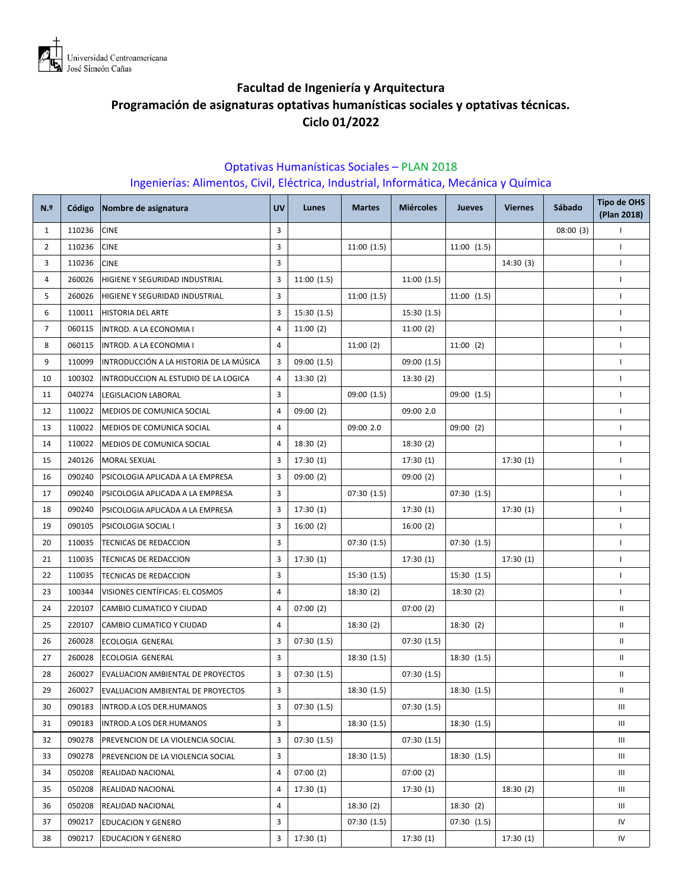Universidad Centroamericana
José Simeón Cañas

## Facultad de Ingeniería y Arquitectura
## Programación de asignaturas optativas humanísticas sociales y optativas técnicas.
## Ciclo 01/2022

### Optativas Humanísticas Sociales – PLAN 2018
### Ingenierías: Alimentos, Civil, Eléctrica, Industrial, Informática, Mecánica y Química

| N.º | Código | Nombre de asignatura | UV | Lunes | Martes | Miércoles | Jueves | Viernes | Sábado | Tipo de OHS (Plan 2018) |
|---|---|---|---|---|---|---|---|---|---|---|
| 1 | 110236 | CINE | 3 | | | | | | 08:00 (3) | I |
| 2 | 110236 | CINE | 3 | | 11:00 (1.5) | | 11:00 (1.5) | | | I |
| 3 | 110236 | CINE | 3 | | | | | 14:30 (3) | | I |
| 4 | 260026 | HIGIENE Y SEGURIDAD INDUSTRIAL | 3 | 11:00 (1.5) | | 11:00 (1.5) | | | | I |
| 5 | 260026 | HIGIENE Y SEGURIDAD INDUSTRIAL | 3 | | 11:00 (1.5) | | 11:00 (1.5) | | | I |
| 6 | 110011 | HISTORIA DEL ARTE | 3 | 15:30 (1.5) | | 15:30 (1.5) | | | | I |
| 7 | 060115 | INTROD. A LA ECONOMIA I | 4 | 11:00 (2) | | 11:00 (2) | | | | I |
| 8 | 060115 | INTROD. A LA ECONOMIA I | 4 | | 11:00 (2) | | 11:00 (2) | | | I |
| 9 | 110099 | INTRODUCCIÓN A LA HISTORIA DE LA MÚSICA | 3 | 09:00 (1.5) | | 09:00 (1.5) | | | | I |
| 10 | 100302 | INTRODUCCION AL ESTUDIO DE LA LOGICA | 4 | 13:30 (2) | | 13:30 (2) | | | | I |
| 11 | 040274 | LEGISLACION LABORAL | 3 | | 09:00 (1.5) | | 09:00 (1.5) | | | I |
| 12 | 110022 | MEDIOS DE COMUNICA SOCIAL | 4 | 09:00 (2) | | 09:00 2.0 | | | | I |
| 13 | 110022 | MEDIOS DE COMUNICA SOCIAL | 4 | | 09:00 2.0 | | 09:00 (2) | | | I |
| 14 | 110022 | MEDIOS DE COMUNICA SOCIAL | 4 | 18:30 (2) | | 18:30 (2) | | | | I |
| 15 | 240126 | MORAL SEXUAL | 3 | 17:30 (1) | | 17:30 (1) | | 17:30 (1) | | I |
| 16 | 090240 | PSICOLOGIA APLICADA A LA EMPRESA | 3 | 09:00 (2) | | 09:00 (2) | | | | I |
| 17 | 090240 | PSICOLOGIA APLICADA A LA EMPRESA | 3 | | 07:30 (1.5) | | 07:30 (1.5) | | | I |
| 18 | 090240 | PSICOLOGIA APLICADA A LA EMPRESA | 3 | 17:30 (1) | | 17:30 (1) | | 17:30 (1) | | I |
| 19 | 090105 | PSICOLOGIA SOCIAL I | 3 | 16:00 (2) | | 16:00 (2) | | | | I |
| 20 | 110035 | TECNICAS DE REDACCION | 3 | | 07:30 (1.5) | | 07:30 (1.5) | | | I |
| 21 | 110035 | TECNICAS DE REDACCION | 3 | 17:30 (1) | | 17:30 (1) | | 17:30 (1) | | I |
| 22 | 110035 | TECNICAS DE REDACCION | 3 | | 15:30 (1.5) | | 15:30 (1.5) | | | I |
| 23 | 100344 | VISIONES CIENTÍFICAS: EL COSMOS | 4 | | 18:30 (2) | | 18:30 (2) | | | I |
| 24 | 220107 | CAMBIO CLIMATICO Y CIUDAD | 4 | 07:00 (2) | | 07:00 (2) | | | | II |
| 25 | 220107 | CAMBIO CLIMATICO Y CIUDAD | 4 | | 18:30 (2) | | 18:30 (2) | | | II |
| 26 | 260028 | ECOLOGIA GENERAL | 3 | 07:30 (1.5) | | 07:30 (1.5) | | | | II |
| 27 | 260028 | ECOLOGIA GENERAL | 3 | | 18:30 (1.5) | | 18:30 (1.5) | | | II |
| 28 | 260027 | EVALUACION AMBIENTAL DE PROYECTOS | 3 | 07:30 (1.5) | | 07:30 (1.5) | | | | II |
| 29 | 260027 | EVALUACION AMBIENTAL DE PROYECTOS | 3 | | 18:30 (1.5) | | 18:30 (1.5) | | | II |
| 30 | 090183 | INTROD.A LOS DER.HUMANOS | 3 | 07:30 (1.5) | | 07:30 (1.5) | | | | III |
| 31 | 090183 | INTROD.A LOS DER.HUMANOS | 3 | | 18:30 (1.5) | | 18:30 (1.5) | | | III |
| 32 | 090278 | PREVENCION DE LA VIOLENCIA SOCIAL | 3 | 07:30 (1.5) | | 07:30 (1.5) | | | | III |
| 33 | 090278 | PREVENCION DE LA VIOLENCIA SOCIAL | 3 | | 18:30 (1.5) | | 18:30 (1.5) | | | III |
| 34 | 050208 | REALIDAD NACIONAL | 4 | 07:00 (2) | | 07:00 (2) | | | | III |
| 35 | 050208 | REALIDAD NACIONAL | 4 | 17:30 (1) | | 17:30 (1) | | 18:30 (2) | | III |
| 36 | 050208 | REALIDAD NACIONAL | 4 | | 18:30 (2) | | 18:30 (2) | | | III |
| 37 | 090217 | EDUCACION Y GENERO | 3 | | 07:30 (1.5) | | 07:30 (1.5) | | | IV |
| 38 | 090217 | EDUCACION Y GENERO | 3 | 17:30 (1) | | 17:30 (1) | | 17:30 (1) | | IV |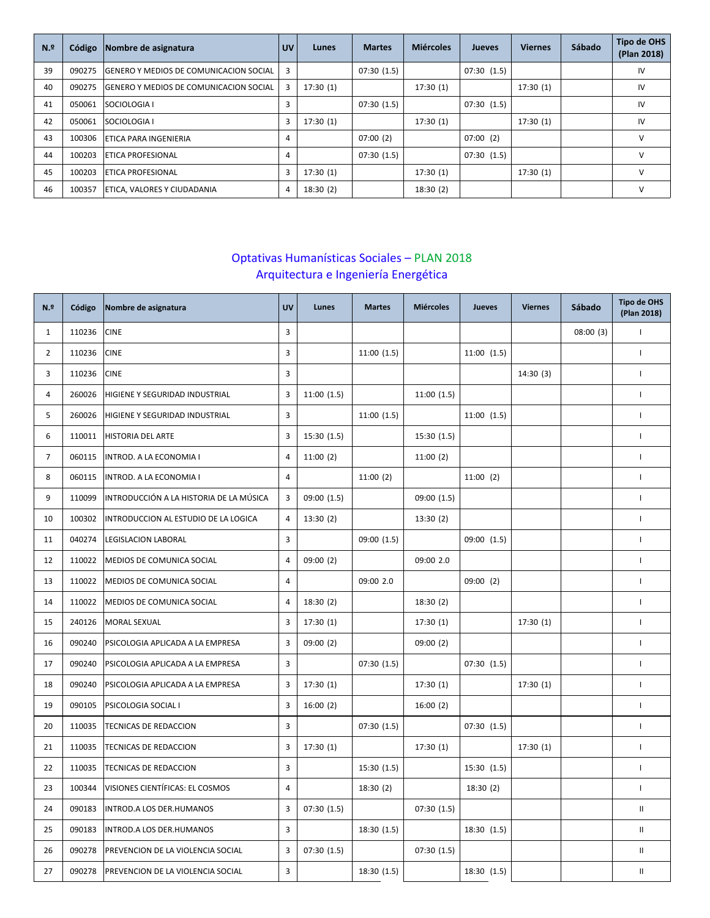| N.º | Código | Nombre de asignatura | UV | Lunes | Martes | Miércoles | Jueves | Viernes | Sábado | Tipo de OHS (Plan 2018) |
|---|---|---|---|---|---|---|---|---|---|---|
| 39 | 090275 | GENERO Y MEDIOS DE COMUNICACION SOCIAL | 3 | | 07:30 (1.5) | | 07:30 (1.5) | | | IV |
| 40 | 090275 | GENERO Y MEDIOS DE COMUNICACION SOCIAL | 3 | 17:30 (1) | | 17:30 (1) | | 17:30 (1) | | IV |
| 41 | 050061 | SOCIOLOGIA I | 3 | | 07:30 (1.5) | | 07:30 (1.5) | | | IV |
| 42 | 050061 | SOCIOLOGIA I | 3 | 17:30 (1) | | 17:30 (1) | | 17:30 (1) | | IV |
| 43 | 100306 | ETICA PARA INGENIERIA | 4 | | 07:00 (2) | | 07:00 (2) | | | V |
| 44 | 100203 | ETICA PROFESIONAL | 4 | | 07:30 (1.5) | | 07:30 (1.5) | | | V |
| 45 | 100203 | ETICA PROFESIONAL | 3 | 17:30 (1) | | 17:30 (1) | | 17:30 (1) | | V |
| 46 | 100357 | ETICA, VALORES Y CIUDADANIA | 4 | 18:30 (2) | | 18:30 (2) | | | | V |

## Optativas Humanísticas Sociales – PLAN 2018
## Arquitectura e Ingeniería Energética

| N.º | Código | Nombre de asignatura | UV | Lunes | Martes | Miércoles | Jueves | Viernes | Sábado | Tipo de OHS (Plan 2018) |
|---|---|---|---|---|---|---|---|---|---|---|
| 1 | 110236 | CINE | 3 | | | | | | 08:00 (3) | I |
| 2 | 110236 | CINE | 3 | | 11:00 (1.5) | | 11:00 (1.5) | | | I |
| 3 | 110236 | CINE | 3 | | | | | 14:30 (3) | | I |
| 4 | 260026 | HIGIENE Y SEGURIDAD INDUSTRIAL | 3 | 11:00 (1.5) | | 11:00 (1.5) | | | | I |
| 5 | 260026 | HIGIENE Y SEGURIDAD INDUSTRIAL | 3 | | 11:00 (1.5) | | 11:00 (1.5) | | | I |
| 6 | 110011 | HISTORIA DEL ARTE | 3 | 15:30 (1.5) | | 15:30 (1.5) | | | | I |
| 7 | 060115 | INTROD. A LA ECONOMIA I | 4 | 11:00 (2) | | 11:00 (2) | | | | I |
| 8 | 060115 | INTROD. A LA ECONOMIA I | 4 | | 11:00 (2) | | 11:00 (2) | | | I |
| 9 | 110099 | INTRODUCCIÓN A LA HISTORIA DE LA MÚSICA | 3 | 09:00 (1.5) | | 09:00 (1.5) | | | | I |
| 10 | 100302 | INTRODUCCION AL ESTUDIO DE LA LOGICA | 4 | 13:30 (2) | | 13:30 (2) | | | | I |
| 11 | 040274 | LEGISLACION LABORAL | 3 | | 09:00 (1.5) | | 09:00 (1.5) | | | I |
| 12 | 110022 | MEDIOS DE COMUNICA SOCIAL | 4 | 09:00 (2) | | 09:00 2.0 | | | | I |
| 13 | 110022 | MEDIOS DE COMUNICA SOCIAL | 4 | | 09:00 2.0 | | 09:00 (2) | | | I |
| 14 | 110022 | MEDIOS DE COMUNICA SOCIAL | 4 | 18:30 (2) | | 18:30 (2) | | | | I |
| 15 | 240126 | MORAL SEXUAL | 3 | 17:30 (1) | | 17:30 (1) | | 17:30 (1) | | I |
| 16 | 090240 | PSICOLOGIA APLICADA A LA EMPRESA | 3 | 09:00 (2) | | 09:00 (2) | | | | I |
| 17 | 090240 | PSICOLOGIA APLICADA A LA EMPRESA | 3 | | 07:30 (1.5) | | 07:30 (1.5) | | | I |
| 18 | 090240 | PSICOLOGIA APLICADA A LA EMPRESA | 3 | 17:30 (1) | | 17:30 (1) | | 17:30 (1) | | I |
| 19 | 090105 | PSICOLOGIA SOCIAL I | 3 | 16:00 (2) | | 16:00 (2) | | | | I |
| 20 | 110035 | TECNICAS DE REDACCION | 3 | | 07:30 (1.5) | | 07:30 (1.5) | | | I |
| 21 | 110035 | TECNICAS DE REDACCION | 3 | 17:30 (1) | | 17:30 (1) | | 17:30 (1) | | I |
| 22 | 110035 | TECNICAS DE REDACCION | 3 | | 15:30 (1.5) | | 15:30 (1.5) | | | I |
| 23 | 100344 | VISIONES CIENTÍFICAS: EL COSMOS | 4 | | 18:30 (2) | | 18:30 (2) | | | I |
| 24 | 090183 | INTROD.A LOS DER.HUMANOS | 3 | 07:30 (1.5) | | 07:30 (1.5) | | | | II |
| 25 | 090183 | INTROD.A LOS DER.HUMANOS | 3 | | 18:30 (1.5) | | 18:30 (1.5) | | | II |
| 26 | 090278 | PREVENCION DE LA VIOLENCIA SOCIAL | 3 | 07:30 (1.5) | | 07:30 (1.5) | | | | II |
| 27 | 090278 | PREVENCION DE LA VIOLENCIA SOCIAL | 3 | | 18:30 (1.5) | | 18:30 (1.5) | | | II |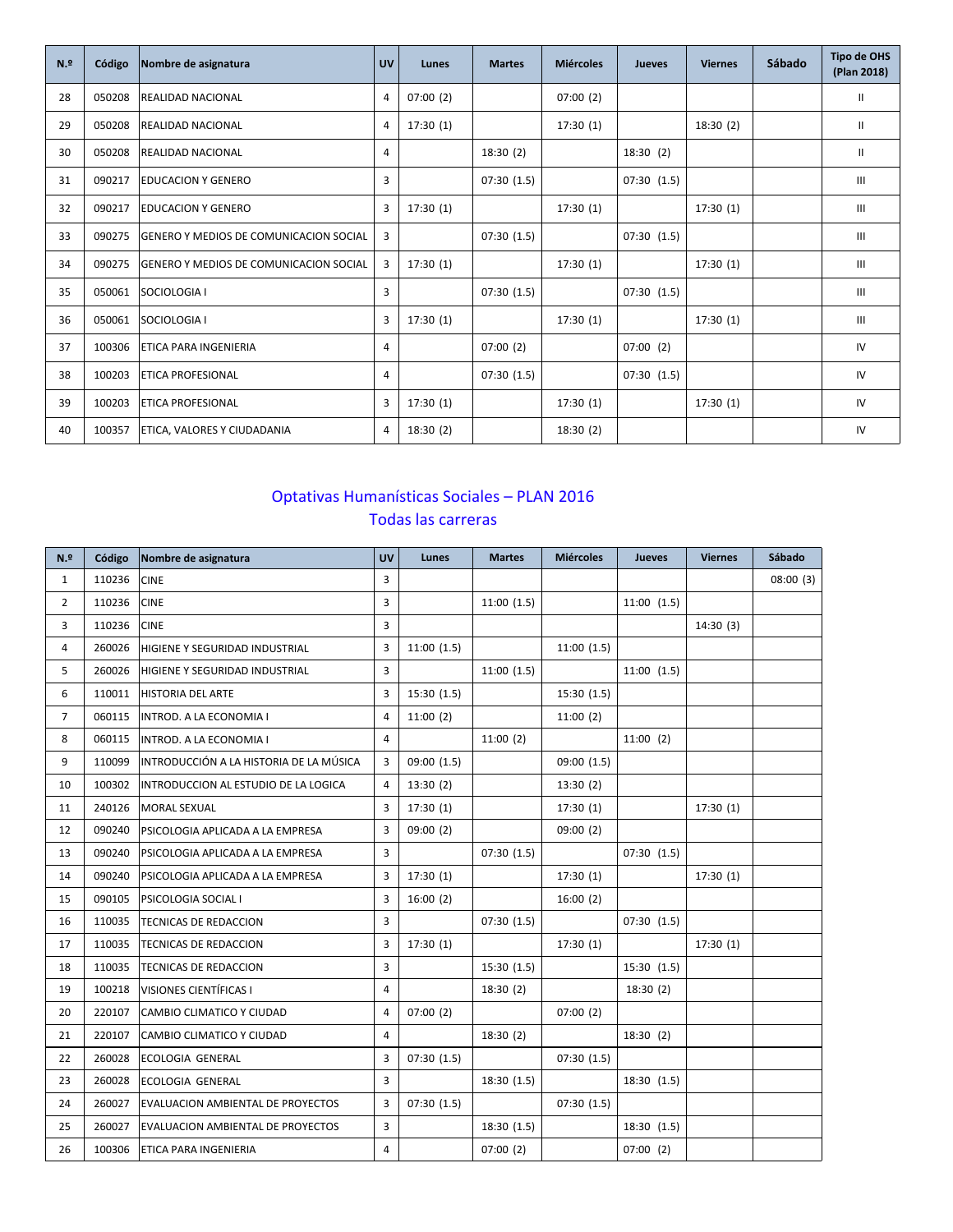| N.º | Código | Nombre de asignatura | UV | Lunes | Martes | Miércoles | Jueves | Viernes | Sábado | Tipo de OHS (Plan 2018) |
|---|---|---|---|---|---|---|---|---|---|---|
| 28 | 050208 | REALIDAD NACIONAL | 4 | 07:00 (2) | | 07:00 (2) | | | | II |
| 29 | 050208 | REALIDAD NACIONAL | 4 | 17:30 (1) | | 17:30 (1) | | 18:30 (2) | | II |
| 30 | 050208 | REALIDAD NACIONAL | 4 | | 18:30 (2) | | 18:30 (2) | | | II |
| 31 | 090217 | EDUCACION Y GENERO | 3 | | 07:30 (1.5) | | 07:30 (1.5) | | | III |
| 32 | 090217 | EDUCACION Y GENERO | 3 | 17:30 (1) | | 17:30 (1) | | 17:30 (1) | | III |
| 33 | 090275 | GENERO Y MEDIOS DE COMUNICACION SOCIAL | 3 | | 07:30 (1.5) | | 07:30 (1.5) | | | III |
| 34 | 090275 | GENERO Y MEDIOS DE COMUNICACION SOCIAL | 3 | 17:30 (1) | | 17:30 (1) | | 17:30 (1) | | III |
| 35 | 050061 | SOCIOLOGIA I | 3 | | 07:30 (1.5) | | 07:30 (1.5) | | | III |
| 36 | 050061 | SOCIOLOGIA I | 3 | 17:30 (1) | | 17:30 (1) | | 17:30 (1) | | III |
| 37 | 100306 | ETICA PARA INGENIERIA | 4 | | 07:00 (2) | | 07:00 (2) | | | IV |
| 38 | 100203 | ETICA PROFESIONAL | 4 | | 07:30 (1.5) | | 07:30 (1.5) | | | IV |
| 39 | 100203 | ETICA PROFESIONAL | 3 | 17:30 (1) | | 17:30 (1) | | 17:30 (1) | | IV |
| 40 | 100357 | ETICA, VALORES Y CIUDADANIA | 4 | 18:30 (2) | | 18:30 (2) | | | | IV |

## Optativas Humanísticas Sociales – PLAN 2016
## Todas las carreras

| N.º | Código | Nombre de asignatura | UV | Lunes | Martes | Miércoles | Jueves | Viernes | Sábado |
|---|---|---|---|---|---|---|---|---|---|
| 1 | 110236 | CINE | 3 | | | | | | 08:00 (3) |
| 2 | 110236 | CINE | 3 | | 11:00 (1.5) | | 11:00 (1.5) | | |
| 3 | 110236 | CINE | 3 | | | | | 14:30 (3) | |
| 4 | 260026 | HIGIENE Y SEGURIDAD INDUSTRIAL | 3 | 11:00 (1.5) | | 11:00 (1.5) | | | |
| 5 | 260026 | HIGIENE Y SEGURIDAD INDUSTRIAL | 3 | | 11:00 (1.5) | | 11:00 (1.5) | | |
| 6 | 110011 | HISTORIA DEL ARTE | 3 | 15:30 (1.5) | | 15:30 (1.5) | | | |
| 7 | 060115 | INTROD. A LA ECONOMIA I | 4 | 11:00 (2) | | 11:00 (2) | | | |
| 8 | 060115 | INTROD. A LA ECONOMIA I | 4 | | 11:00 (2) | | 11:00 (2) | | |
| 9 | 110099 | INTRODUCCIÓN A LA HISTORIA DE LA MÚSICA | 3 | 09:00 (1.5) | | 09:00 (1.5) | | | |
| 10 | 100302 | INTRODUCCION AL ESTUDIO DE LA LOGICA | 4 | 13:30 (2) | | 13:30 (2) | | | |
| 11 | 240126 | MORAL SEXUAL | 3 | 17:30 (1) | | 17:30 (1) | | 17:30 (1) | |
| 12 | 090240 | PSICOLOGIA APLICADA A LA EMPRESA | 3 | 09:00 (2) | | 09:00 (2) | | | |
| 13 | 090240 | PSICOLOGIA APLICADA A LA EMPRESA | 3 | | 07:30 (1.5) | | 07:30 (1.5) | | |
| 14 | 090240 | PSICOLOGIA APLICADA A LA EMPRESA | 3 | 17:30 (1) | | 17:30 (1) | | 17:30 (1) | |
| 15 | 090105 | PSICOLOGIA SOCIAL I | 3 | 16:00 (2) | | 16:00 (2) | | | |
| 16 | 110035 | TECNICAS DE REDACCION | 3 | | 07:30 (1.5) | | 07:30 (1.5) | | |
| 17 | 110035 | TECNICAS DE REDACCION | 3 | 17:30 (1) | | 17:30 (1) | | 17:30 (1) | |
| 18 | 110035 | TECNICAS DE REDACCION | 3 | | 15:30 (1.5) | | 15:30 (1.5) | | |
| 19 | 100218 | VISIONES CIENTÍFICAS I | 4 | | 18:30 (2) | | 18:30 (2) | | |
| 20 | 220107 | CAMBIO CLIMATICO Y CIUDAD | 4 | 07:00 (2) | | 07:00 (2) | | | |
| 21 | 220107 | CAMBIO CLIMATICO Y CIUDAD | 4 | | 18:30 (2) | | 18:30 (2) | | |
| 22 | 260028 | ECOLOGIA GENERAL | 3 | 07:30 (1.5) | | 07:30 (1.5) | | | |
| 23 | 260028 | ECOLOGIA GENERAL | 3 | | 18:30 (1.5) | | 18:30 (1.5) | | |
| 24 | 260027 | EVALUACION AMBIENTAL DE PROYECTOS | 3 | 07:30 (1.5) | | 07:30 (1.5) | | | |
| 25 | 260027 | EVALUACION AMBIENTAL DE PROYECTOS | 3 | | 18:30 (1.5) | | 18:30 (1.5) | | |
| 26 | 100306 | ETICA PARA INGENIERIA | 4 | | 07:00 (2) | | 07:00 (2) | | |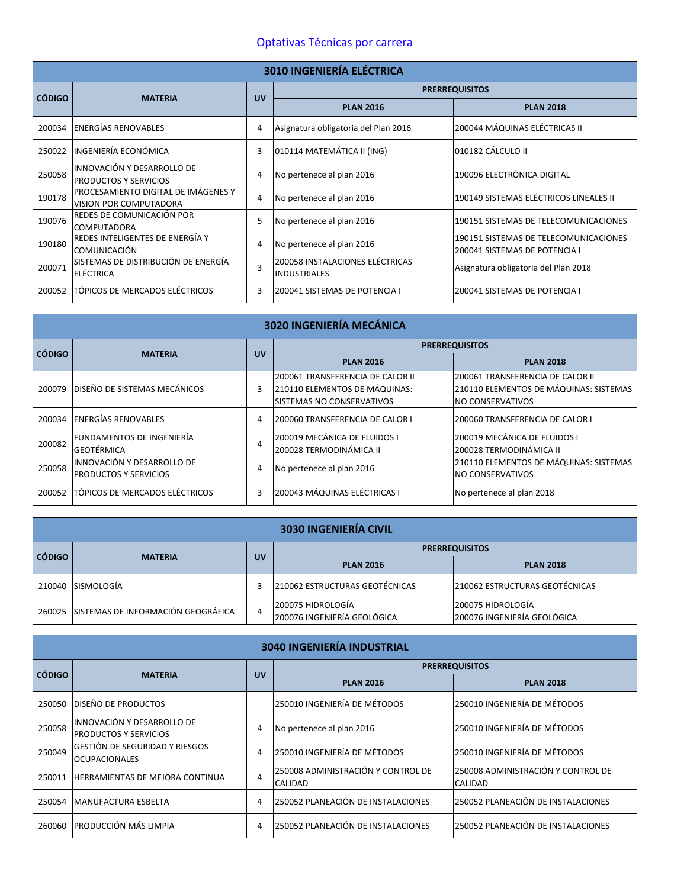# Optativas Técnicas por carrera

## 3010 INGENIERÍA ELÉCTRICA

| CÓDIGO | MATERIA | UV | PRERREQUISITOS | |
|---|---|---|---|---|
| | | | PLAN 2016 | PLAN 2018 |
| 200034 | ENERGÍAS RENOVABLES | 4 | Asignatura obligatoria del Plan 2016 | 200044 MÁQUINAS ELÉCTRICAS II |
| 250022 | INGENIERÍA ECONÓMICA | 3 | 010114 MATEMÁTICA II (ING) | 010182 CÁLCULO II |
| 250058 | INNOVACIÓN Y DESARROLLO DE PRODUCTOS Y SERVICIOS | 4 | No pertenece al plan 2016 | 190096 ELECTRÓNICA DIGITAL |
| 190178 | PROCESAMIENTO DIGITAL DE IMÁGENES Y VISION POR COMPUTADORA | 4 | No pertenece al plan 2016 | 190149 SISTEMAS ELÉCTRICOS LINEALES II |
| 190076 | REDES DE COMUNICACIÓN POR COMPUTADORA | 5 | No pertenece al plan 2016 | 190151 SISTEMAS DE TELECOMUNICACIONES |
| 190180 | REDES INTELIGENTES DE ENERGÍA Y COMUNICACIÓN | 4 | No pertenece al plan 2016 | 190151 SISTEMAS DE TELECOMUNICACIONES<br>200041 SISTEMAS DE POTENCIA I |
| 200071 | SISTEMAS DE DISTRIBUCIÓN DE ENERGÍA ELÉCTRICA | 3 | 200058 INSTALACIONES ELÉCTRICAS INDUSTRIALES | Asignatura obligatoria del Plan 2018 |
| 200052 | TÓPICOS DE MERCADOS ELÉCTRICOS | 3 | 200041 SISTEMAS DE POTENCIA I | 200041 SISTEMAS DE POTENCIA I |

## 3020 INGENIERÍA MECÁNICA

| CÓDIGO | MATERIA | UV | PRERREQUISITOS | |
|---|---|---|---|---|
| | | | PLAN 2016 | PLAN 2018 |
| 200079 | DISEÑO DE SISTEMAS MECÁNICOS | 3 | 200061 TRANSFERENCIA DE CALOR II<br>210110 ELEMENTOS DE MÁQUINAS: SISTEMAS NO CONSERVATIVOS | 200061 TRANSFERENCIA DE CALOR II<br>210110 ELEMENTOS DE MÁQUINAS: SISTEMAS NO CONSERVATIVOS |
| 200034 | ENERGÍAS RENOVABLES | 4 | 200060 TRANSFERENCIA DE CALOR I | 200060 TRANSFERENCIA DE CALOR I |
| 200082 | FUNDAMENTOS DE INGENIERÍA GEOTÉRMICA | 4 | 200019 MECÁNICA DE FLUIDOS I<br>200028 TERMODINÁMICA II | 200019 MECÁNICA DE FLUIDOS I<br>200028 TERMODINÁMICA II |
| 250058 | INNOVACIÓN Y DESARROLLO DE PRODUCTOS Y SERVICIOS | 4 | No pertenece al plan 2016 | 210110 ELEMENTOS DE MÁQUINAS: SISTEMAS NO CONSERVATIVOS |
| 200052 | TÓPICOS DE MERCADOS ELÉCTRICOS | 3 | 200043 MÁQUINAS ELÉCTRICAS I | No pertenece al plan 2018 |

## 3030 INGENIERÍA CIVIL

| CÓDIGO | MATERIA | UV | PRERREQUISITOS | |
|---|---|---|---|---|
| | | | PLAN 2016 | PLAN 2018 |
| 210040 | SISMOLOGÍA | 3 | 210062 ESTRUCTURAS GEOTÉCNICAS | 210062 ESTRUCTURAS GEOTÉCNICAS |
| 260025 | SISTEMAS DE INFORMACIÓN GEOGRÁFICA | 4 | 200075 HIDROLOGÍA<br>200076 INGENIERÍA GEOLÓGICA | 200075 HIDROLOGÍA<br>200076 INGENIERÍA GEOLÓGICA |

## 3040 INGENIERÍA INDUSTRIAL

| CÓDIGO | MATERIA | UV | PRERREQUISITOS | |
|---|---|---|---|---|
| | | | PLAN 2016 | PLAN 2018 |
| 250050 | DISEÑO DE PRODUCTOS | | 250010 INGENIERÍA DE MÉTODOS | 250010 INGENIERÍA DE MÉTODOS |
| 250058 | INNOVACIÓN Y DESARROLLO DE PRODUCTOS Y SERVICIOS | 4 | No pertenece al plan 2016 | 250010 INGENIERÍA DE MÉTODOS |
| 250049 | GESTIÓN DE SEGURIDAD Y RIESGOS OCUPACIONALES | 4 | 250010 INGENIERÍA DE MÉTODOS | 250010 INGENIERÍA DE MÉTODOS |
| 250011 | HERRAMIENTAS DE MEJORA CONTINUA | 4 | 250008 ADMINISTRACIÓN Y CONTROL DE CALIDAD | 250008 ADMINISTRACIÓN Y CONTROL DE CALIDAD |
| 250054 | MANUFACTURA ESBELTA | 4 | 250052 PLANEACIÓN DE INSTALACIONES | 250052 PLANEACIÓN DE INSTALACIONES |
| 260060 | PRODUCCIÓN MÁS LIMPIA | 4 | 250052 PLANEACIÓN DE INSTALACIONES | 250052 PLANEACIÓN DE INSTALACIONES |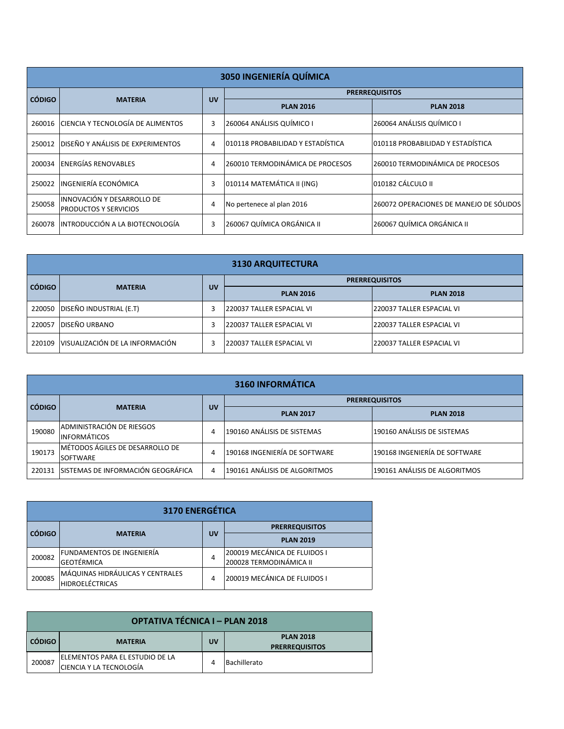| 3050 INGENIERÍA QUÍMICA | | | | |
|---|---|---|---|---|
| CÓDIGO | MATERIA | UV | PRERREQUISITOS | |
| | | | PLAN 2016 | PLAN 2018 |
| 260016 | CIENCIA Y TECNOLOGÍA DE ALIMENTOS | 3 | 260064 ANÁLISIS QUÍMICO I | 260064 ANÁLISIS QUÍMICO I |
| 250012 | DISEÑO Y ANÁLISIS DE EXPERIMENTOS | 4 | 010118 PROBABILIDAD Y ESTADÍSTICA | 010118 PROBABILIDAD Y ESTADÍSTICA |
| 200034 | ENERGÍAS RENOVABLES | 4 | 260010 TERMODINÁMICA DE PROCESOS | 260010 TERMODINÁMICA DE PROCESOS |
| 250022 | INGENIERÍA ECONÓMICA | 3 | 010114 MATEMÁTICA II (ING) | 010182 CÁLCULO II |
| 250058 | INNOVACIÓN Y DESARROLLO DE PRODUCTOS Y SERVICIOS | 4 | No pertenece al plan 2016 | 260072 OPERACIONES DE MANEJO DE SÓLIDOS |
| 260078 | INTRODUCCIÓN A LA BIOTECNOLOGÍA | 3 | 260067 QUÍMICA ORGÁNICA II | 260067 QUÍMICA ORGÁNICA II |

| 3130 ARQUITECTURA | | | | |
|---|---|---|---|---|
| CÓDIGO | MATERIA | UV | PRERREQUISITOS | |
| | | | PLAN 2016 | PLAN 2018 |
| 220050 | DISEÑO INDUSTRIAL (E.T) | 3 | 220037 TALLER ESPACIAL VI | 220037 TALLER ESPACIAL VI |
| 220057 | DISEÑO URBANO | 3 | 220037 TALLER ESPACIAL VI | 220037 TALLER ESPACIAL VI |
| 220109 | VISUALIZACIÓN DE LA INFORMACIÓN | 3 | 220037 TALLER ESPACIAL VI | 220037 TALLER ESPACIAL VI |

| 3160 INFORMÁTICA | | | | |
|---|---|---|---|---|
| CÓDIGO | MATERIA | UV | PRERREQUISITOS | |
| | | | PLAN 2017 | PLAN 2018 |
| 190080 | ADMINISTRACIÓN DE RIESGOS INFORMÁTICOS | 4 | 190160 ANÁLISIS DE SISTEMAS | 190160 ANÁLISIS DE SISTEMAS |
| 190173 | MÉTODOS ÁGILES DE DESARROLLO DE SOFTWARE | 4 | 190168 INGENIERÍA DE SOFTWARE | 190168 INGENIERÍA DE SOFTWARE |
| 220131 | SISTEMAS DE INFORMACIÓN GEOGRÁFICA | 4 | 190161 ANÁLISIS DE ALGORITMOS | 190161 ANÁLISIS DE ALGORITMOS |

| 3170 ENERGÉTICA | | | |
|---|---|---|---|
| CÓDIGO | MATERIA | UV | PRERREQUISITOS |
| | | | PLAN 2019 |
| 200082 | FUNDAMENTOS DE INGENIERÍA GEOTÉRMICA | 4 | 200019 MECÁNICA DE FLUIDOS I<br>200028 TERMODINÁMICA II |
| 200085 | MÁQUINAS HIDRÁULICAS Y CENTRALES HIDROELÉCTRICAS | 4 | 200019 MECÁNICA DE FLUIDOS I |

| OPTATIVA TÉCNICA I – PLAN 2018 | | | |
|---|---|---|---|
| CÓDIGO | MATERIA | UV | PLAN 2018 PRERREQUISITOS |
| 200087 | ELEMENTOS PARA EL ESTUDIO DE LA CIENCIA Y LA TECNOLOGÍA | 4 | Bachillerato |